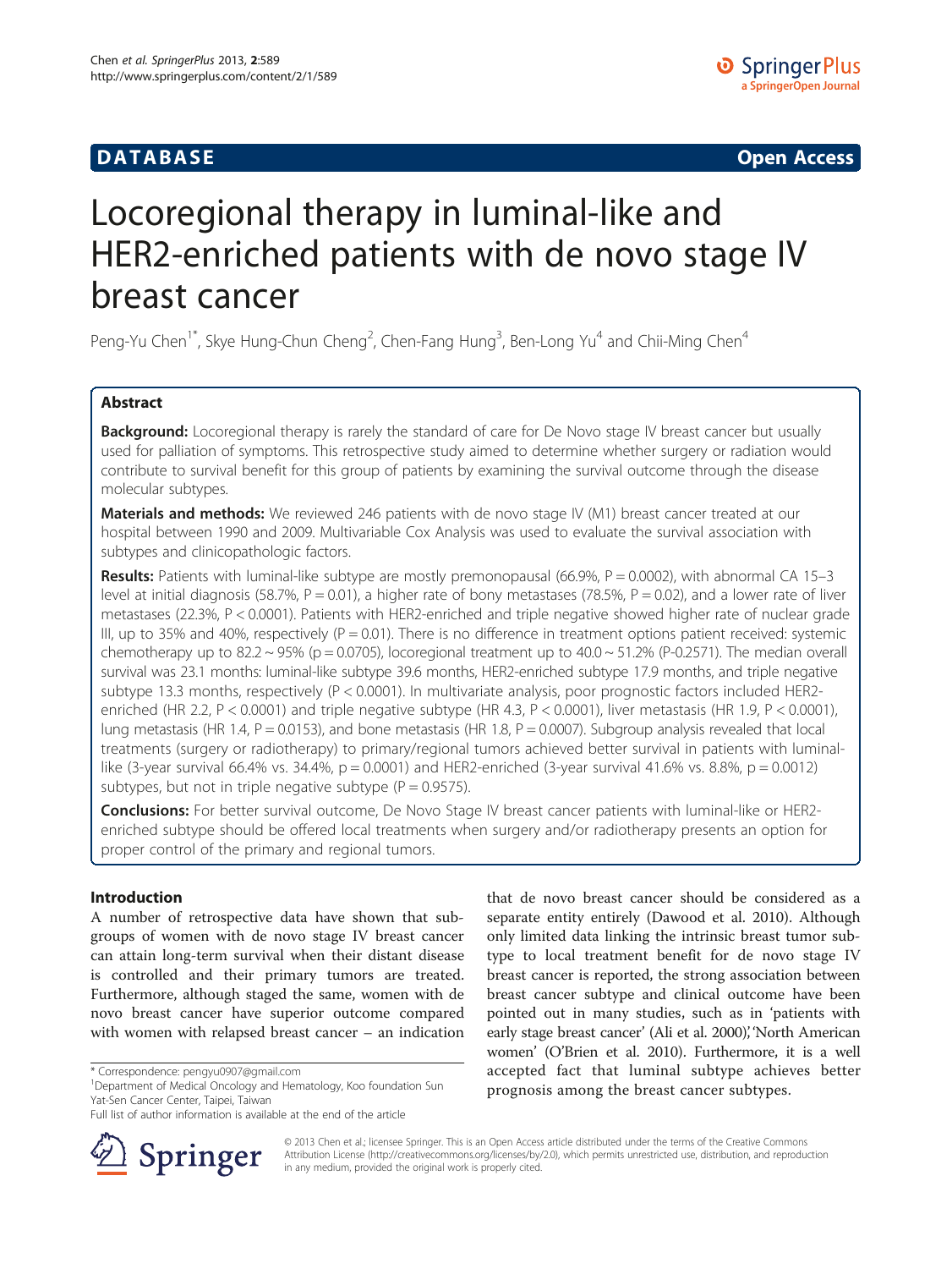DATABASE **Open Access**

# Locoregional therapy in luminal-like and HER2-enriched patients with de novo stage IV breast cancer

Peng-Yu Chen[1*], Skye Hung-Chun Cheng[2], Chen-Fang Hung[3], Ben-Long Yu[4] and Chii-Ming Chen[4]

## Abstract

**Background:** Locoregional therapy is rarely the standard of care for De Novo stage IV breast cancer but usually used for palliation of symptoms. This retrospective study aimed to determine whether surgery or radiation would contribute to survival benefit for this group of patients by examining the survival outcome through the disease molecular subtypes.

**Materials and methods:** We reviewed 246 patients with de novo stage IV (M1) breast cancer treated at our hospital between 1990 and 2009. Multivariable Cox Analysis was used to evaluate the survival association with subtypes and clinicopathologic factors.

**Results:** Patients with luminal-like subtype are mostly premonopausal (66.9%, P = 0.0002), with abnormal CA 15–3 level at initial diagnosis (58.7%, P = 0.01), a higher rate of bony metastases (78.5%, P = 0.02), and a lower rate of liver metastases (22.3%, P < 0.0001). Patients with HER2-enriched and triple negative showed higher rate of nuclear grade III, up to 35% and 40%, respectively (P = 0.01). There is no difference in treatment options patient received: systemic chemotherapy up to 82.2 ~ 95% (p = 0.0705), locoregional treatment up to 40.0 ~ 51.2% (P-0.2571). The median overall survival was 23.1 months: luminal-like subtype 39.6 months, HER2-enriched subtype 17.9 months, and triple negative subtype 13.3 months, respectively (P < 0.0001). In multivariate analysis, poor prognostic factors included HER2-enriched (HR 2.2, P < 0.0001) and triple negative subtype (HR 4.3, P < 0.0001), liver metastasis (HR 1.9, P < 0.0001), lung metastasis (HR 1.4, P = 0.0153), and bone metastasis (HR 1.8, P = 0.0007). Subgroup analysis revealed that local treatments (surgery or radiotherapy) to primary/regional tumors achieved better survival in patients with luminal-like (3-year survival 66.4% vs. 34.4%, p = 0.0001) and HER2-enriched (3-year survival 41.6% vs. 8.8%, p = 0.0012) subtypes, but not in triple negative subtype (P = 0.9575).

**Conclusions:** For better survival outcome, De Novo Stage IV breast cancer patients with luminal-like or HER2-enriched subtype should be offered local treatments when surgery and/or radiotherapy presents an option for proper control of the primary and regional tumors.

## Introduction

A number of retrospective data have shown that subgroups of women with de novo stage IV breast cancer can attain long-term survival when their distant disease is controlled and their primary tumors are treated. Furthermore, although staged the same, women with de novo breast cancer have superior outcome compared with women with relapsed breast cancer – an indication that de novo breast cancer should be considered as a separate entity entirely (Dawood et al. 2010). Although only limited data linking the intrinsic breast tumor subtype to local treatment benefit for de novo stage IV breast cancer is reported, the strong association between breast cancer subtype and clinical outcome have been pointed out in many studies, such as in 'patients with early stage breast cancer' (Ali et al. 2000)','North American women' (O'Brien et al. 2010). Furthermore, it is a well accepted fact that luminal subtype achieves better prognosis among the breast cancer subtypes.

* Correspondence: pengyu0907@gmail.com
[1]Department of Medical Oncology and Hematology, Koo foundation Sun Yat-Sen Cancer Center, Taipei, Taiwan
Full list of author information is available at the end of the article

© 2013 Chen et al.; licensee Springer. This is an Open Access article distributed under the terms of the Creative Commons Attribution License (http://creativecommons.org/licenses/by/2.0), which permits unrestricted use, distribution, and reproduction in any medium, provided the original work is properly cited.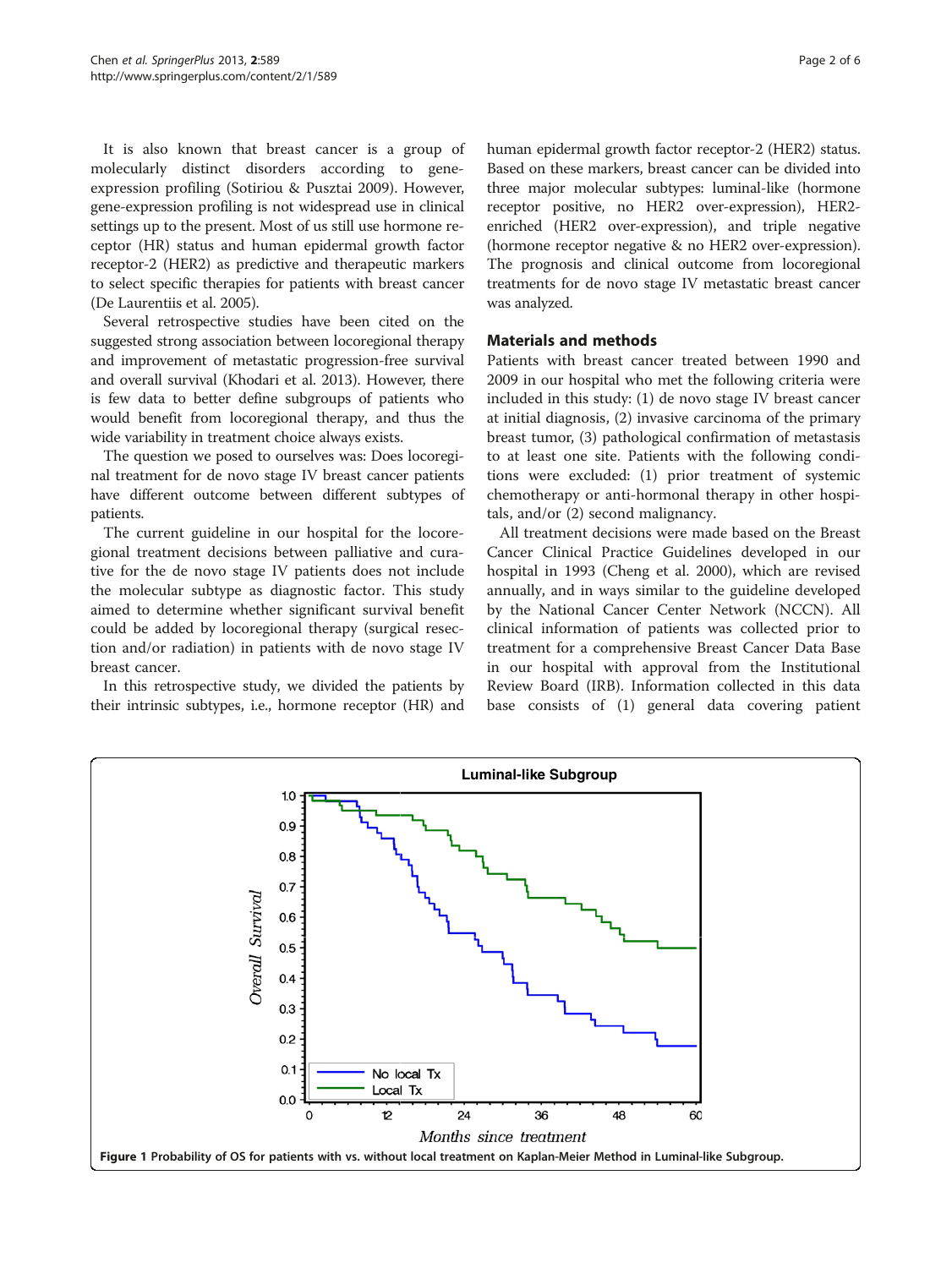It is also known that breast cancer is a group of molecularly distinct disorders according to gene-expression profiling (Sotiriou & Pusztai 2009). However, gene-expression profiling is not widespread use in clinical settings up to the present. Most of us still use hormone receptor (HR) status and human epidermal growth factor receptor-2 (HER2) as predictive and therapeutic markers to select specific therapies for patients with breast cancer (De Laurentiis et al. 2005).

Several retrospective studies have been cited on the suggested strong association between locoregional therapy and improvement of metastatic progression-free survival and overall survival (Khodari et al. 2013). However, there is few data to better define subgroups of patients who would benefit from locoregional therapy, and thus the wide variability in treatment choice always exists.

The question we posed to ourselves was: Does locoregional treatment for de novo stage IV breast cancer patients have different outcome between different subtypes of patients.

The current guideline in our hospital for the locoregional treatment decisions between palliative and curative for the de novo stage IV patients does not include the molecular subtype as diagnostic factor. This study aimed to determine whether significant survival benefit could be added by locoregional therapy (surgical resection and/or radiation) in patients with de novo stage IV breast cancer.

In this retrospective study, we divided the patients by their intrinsic subtypes, i.e., hormone receptor (HR) and human epidermal growth factor receptor-2 (HER2) status. Based on these markers, breast cancer can be divided into three major molecular subtypes: luminal-like (hormone receptor positive, no HER2 over-expression), HER2-enriched (HER2 over-expression), and triple negative (hormone receptor negative & no HER2 over-expression). The prognosis and clinical outcome from locoregional treatments for de novo stage IV metastatic breast cancer was analyzed.

## Materials and methods

Patients with breast cancer treated between 1990 and 2009 in our hospital who met the following criteria were included in this study: (1) de novo stage IV breast cancer at initial diagnosis, (2) invasive carcinoma of the primary breast tumor, (3) pathological confirmation of metastasis to at least one site. Patients with the following conditions were excluded: (1) prior treatment of systemic chemotherapy or anti-hormonal therapy in other hospitals, and/or (2) second malignancy.

All treatment decisions were made based on the Breast Cancer Clinical Practice Guidelines developed in our hospital in 1993 (Cheng et al. 2000), which are revised annually, and in ways similar to the guideline developed by the National Cancer Center Network (NCCN). All clinical information of patients was collected prior to treatment for a comprehensive Breast Cancer Data Base in our hospital with approval from the Institutional Review Board (IRB). Information collected in this data base consists of (1) general data covering patient

**Figure 1 Probability of OS for patients with vs. without local treatment on Kaplan-Meier Method in Luminal-like Subgroup.**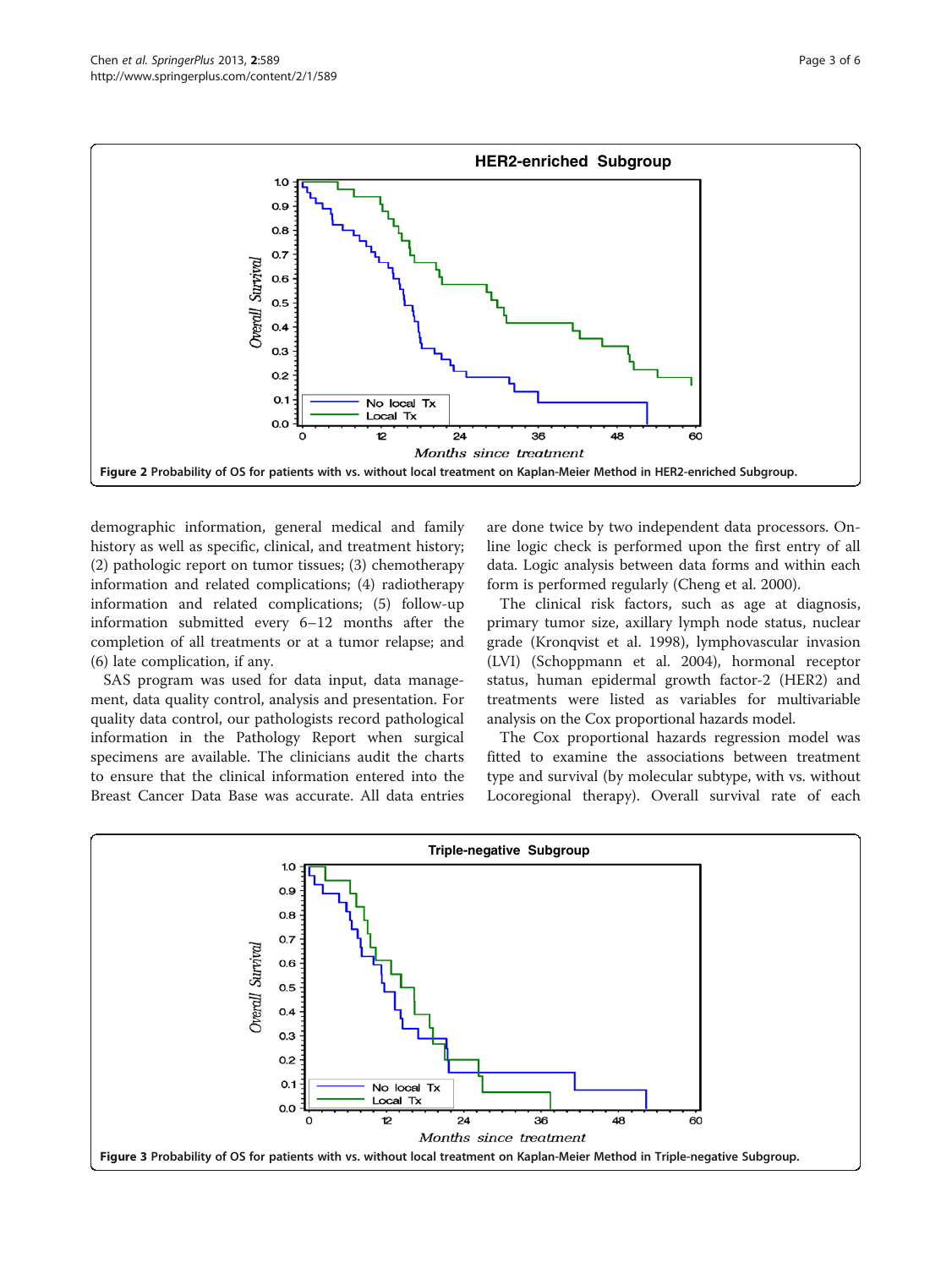**Figure 2 Probability of OS for patients with vs. without local treatment on Kaplan-Meier Method in HER2-enriched Subgroup.**

demographic information, general medical and family history as well as specific, clinical, and treatment history; (2) pathologic report on tumor tissues; (3) chemotherapy information and related complications; (4) radiotherapy information and related complications; (5) follow-up information submitted every 6–12 months after the completion of all treatments or at a tumor relapse; and (6) late complication, if any.

SAS program was used for data input, data management, data quality control, analysis and presentation. For quality data control, our pathologists record pathological information in the Pathology Report when surgical specimens are available. The clinicians audit the charts to ensure that the clinical information entered into the Breast Cancer Data Base was accurate. All data entries are done twice by two independent data processors. On-line logic check is performed upon the first entry of all data. Logic analysis between data forms and within each form is performed regularly (Cheng et al. 2000).

The clinical risk factors, such as age at diagnosis, primary tumor size, axillary lymph node status, nuclear grade (Kronqvist et al. 1998), lymphovascular invasion (LVI) (Schoppmann et al. 2004), hormonal receptor status, human epidermal growth factor-2 (HER2) and treatments were listed as variables for multivariable analysis on the Cox proportional hazards model.

The Cox proportional hazards regression model was fitted to examine the associations between treatment type and survival (by molecular subtype, with vs. without Locoregional therapy). Overall survival rate of each

**Figure 3 Probability of OS for patients with vs. without local treatment on Kaplan-Meier Method in Triple-negative Subgroup.**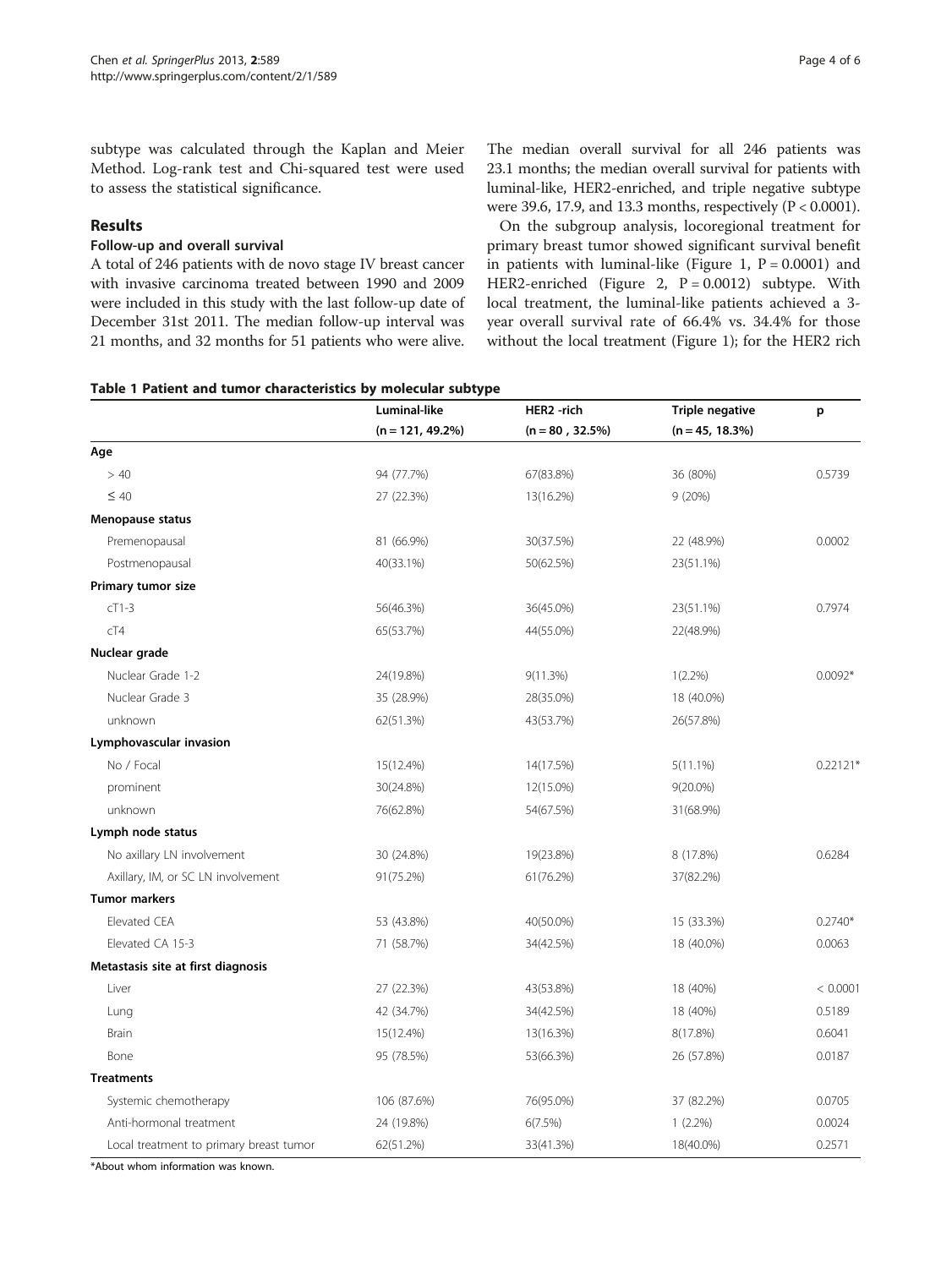subtype was calculated through the Kaplan and Meier Method. Log-rank test and Chi-squared test were used to assess the statistical significance.

## Results

### Follow-up and overall survival

A total of 246 patients with de novo stage IV breast cancer with invasive carcinoma treated between 1990 and 2009 were included in this study with the last follow-up date of December 31st 2011. The median follow-up interval was 21 months, and 32 months for 51 patients who were alive. The median overall survival for all 246 patients was 23.1 months; the median overall survival for patients with luminal-like, HER2-enriched, and triple negative subtype were 39.6, 17.9, and 13.3 months, respectively ($P < 0.0001$).

On the subgroup analysis, locoregional treatment for primary breast tumor showed significant survival benefit in patients with luminal-like (Figure 1, $P = 0.0001$) and HER2-enriched (Figure 2, $P = 0.0012$) subtype. With local treatment, the luminal-like patients achieved a 3-year overall survival rate of 66.4% vs. 34.4% for those without the local treatment (Figure 1); for the HER2 rich

**Table 1 Patient and tumor characteristics by molecular subtype**

| | Luminal-like (n = 121, 49.2%) | HER2 -rich (n = 80 , 32.5%) | Triple negative (n = 45, 18.3%) | p |
|---|---|---|---|---|
| **Age** | | | | |
| > 40 | 94 (77.7%) | 67(83.8%) | 36 (80%) | 0.5739 |
| ≤ 40 | 27 (22.3%) | 13(16.2%) | 9 (20%) | |
| **Menopause status** | | | | |
| Premenopausal | 81 (66.9%) | 30(37.5%) | 22 (48.9%) | 0.0002 |
| Postmenopausal | 40(33.1%) | 50(62.5%) | 23(51.1%) | |
| **Primary tumor size** | | | | |
| cT1-3 | 56(46.3%) | 36(45.0%) | 23(51.1%) | 0.7974 |
| cT4 | 65(53.7%) | 44(55.0%) | 22(48.9%) | |
| **Nuclear grade** | | | | |
| Nuclear Grade 1-2 | 24(19.8%) | 9(11.3%) | 1(2.2%) | 0.0092* |
| Nuclear Grade 3 | 35 (28.9%) | 28(35.0%) | 18 (40.0%) | |
| unknown | 62(51.3%) | 43(53.7%) | 26(57.8%) | |
| **Lymphovascular invasion** | | | | |
| No / Focal | 15(12.4%) | 14(17.5%) | 5(11.1%) | 0.22121* |
| prominent | 30(24.8%) | 12(15.0%) | 9(20.0%) | |
| unknown | 76(62.8%) | 54(67.5%) | 31(68.9%) | |
| **Lymph node status** | | | | |
| No axillary LN involvement | 30 (24.8%) | 19(23.8%) | 8 (17.8%) | 0.6284 |
| Axillary, IM, or SC LN involvement | 91(75.2%) | 61(76.2%) | 37(82.2%) | |
| **Tumor markers** | | | | |
| Elevated CEA | 53 (43.8%) | 40(50.0%) | 15 (33.3%) | 0.2740* |
| Elevated CA 15-3 | 71 (58.7%) | 34(42.5%) | 18 (40.0%) | 0.0063 |
| **Metastasis site at first diagnosis** | | | | |
| Liver | 27 (22.3%) | 43(53.8%) | 18 (40%) | < 0.0001 |
| Lung | 42 (34.7%) | 34(42.5%) | 18 (40%) | 0.5189 |
| Brain | 15(12.4%) | 13(16.3%) | 8(17.8%) | 0.6041 |
| Bone | 95 (78.5%) | 53(66.3%) | 26 (57.8%) | 0.0187 |
| **Treatments** | | | | |
| Systemic chemotherapy | 106 (87.6%) | 76(95.0%) | 37 (82.2%) | 0.0705 |
| Anti-hormonal treatment | 24 (19.8%) | 6(7.5%) | 1 (2.2%) | 0.0024 |
| Local treatment to primary breast tumor | 62(51.2%) | 33(41.3%) | 18(40.0%) | 0.2571 |

*About whom information was known.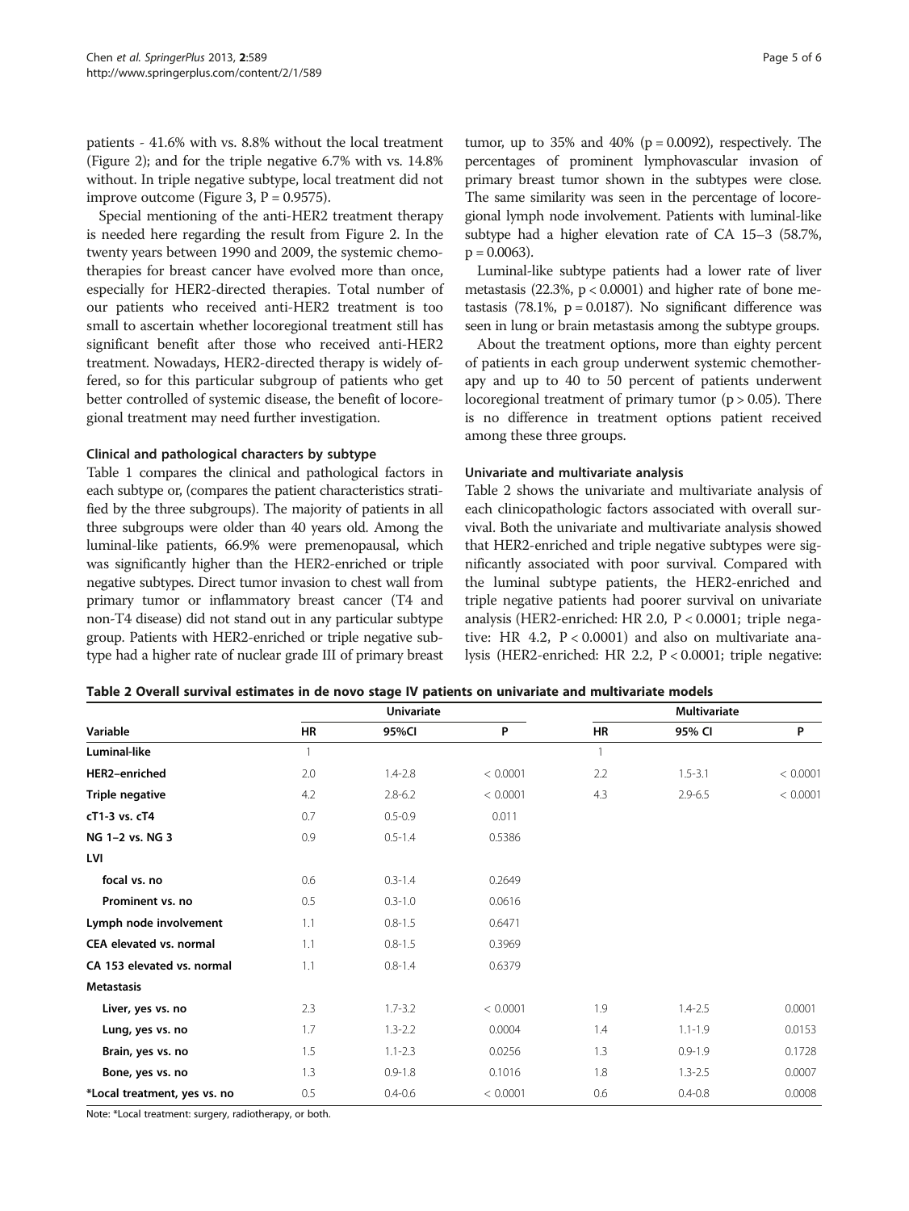patients - 41.6% with vs. 8.8% without the local treatment (Figure 2); and for the triple negative 6.7% with vs. 14.8% without. In triple negative subtype, local treatment did not improve outcome (Figure 3, $P = 0.9575$).

Special mentioning of the anti-HER2 treatment therapy is needed here regarding the result from Figure 2. In the twenty years between 1990 and 2009, the systemic chemotherapies for breast cancer have evolved more than once, especially for HER2-directed therapies. Total number of our patients who received anti-HER2 treatment is too small to ascertain whether locoregional treatment still has significant benefit after those who received anti-HER2 treatment. Nowadays, HER2-directed therapy is widely offered, so for this particular subgroup of patients who get better controlled of systemic disease, the benefit of locoregional treatment may need further investigation.

### Clinical and pathological characters by subtype

Table 1 compares the clinical and pathological factors in each subtype or, (compares the patient characteristics stratified by the three subgroups). The majority of patients in all three subgroups were older than 40 years old. Among the luminal-like patients, 66.9% were premenopausal, which was significantly higher than the HER2-enriched or triple negative subtypes. Direct tumor invasion to chest wall from primary tumor or inflammatory breast cancer (T4 and non-T4 disease) did not stand out in any particular subtype group. Patients with HER2-enriched or triple negative subtype had a higher rate of nuclear grade III of primary breast tumor, up to 35% and 40% ($p = 0.0092$), respectively. The percentages of prominent lymphovascular invasion of primary breast tumor shown in the subtypes were close. The same similarity was seen in the percentage of locoregional lymph node involvement. Patients with luminal-like subtype had a higher elevation rate of CA 15–3 (58.7%, $p = 0.0063$).

Luminal-like subtype patients had a lower rate of liver metastasis (22.3%, $p < 0.0001$) and higher rate of bone metastasis (78.1%, $p = 0.0187$). No significant difference was seen in lung or brain metastasis among the subtype groups.

About the treatment options, more than eighty percent of patients in each group underwent systemic chemotherapy and up to 40 to 50 percent of patients underwent locoregional treatment of primary tumor ($p > 0.05$). There is no difference in treatment options patient received among these three groups.

### Univariate and multivariate analysis

Table 2 shows the univariate and multivariate analysis of each clinicopathologic factors associated with overall survival. Both the univariate and multivariate analysis showed that HER2-enriched and triple negative subtypes were significantly associated with poor survival. Compared with the luminal subtype patients, the HER2-enriched and triple negative patients had poorer survival on univariate analysis (HER2-enriched: HR 2.0, $P < 0.0001$; triple negative: HR 4.2, $P < 0.0001$) and also on multivariate analysis (HER2-enriched: HR 2.2, $P < 0.0001$; triple negative:

**Table 2 Overall survival estimates in de novo stage IV patients on univariate and multivariate models**

| | Univariate | | | Multivariate | | |
|---|---|---|---|---|---|---|
| **Variable** | **HR** | **95%CI** | **P** | **HR** | **95% CI** | **P** |
| **Luminal-like** | 1 | | | 1 | | |
| **HER2–enriched** | 2.0 | 1.4-2.8 | < 0.0001 | 2.2 | 1.5-3.1 | < 0.0001 |
| **Triple negative** | 4.2 | 2.8-6.2 | < 0.0001 | 4.3 | 2.9-6.5 | < 0.0001 |
| **cT1-3 vs. cT4** | 0.7 | 0.5-0.9 | 0.011 | | | |
| **NG 1–2 vs. NG 3** | 0.9 | 0.5-1.4 | 0.5386 | | | |
| **LVI** | | | | | | |
| **focal vs. no** | 0.6 | 0.3-1.4 | 0.2649 | | | |
| **Prominent vs. no** | 0.5 | 0.3-1.0 | 0.0616 | | | |
| **Lymph node involvement** | 1.1 | 0.8-1.5 | 0.6471 | | | |
| **CEA elevated vs. normal** | 1.1 | 0.8-1.5 | 0.3969 | | | |
| **CA 153 elevated vs. normal** | 1.1 | 0.8-1.4 | 0.6379 | | | |
| **Metastasis** | | | | | | |
| **Liver, yes vs. no** | 2.3 | 1.7-3.2 | < 0.0001 | 1.9 | 1.4-2.5 | 0.0001 |
| **Lung, yes vs. no** | 1.7 | 1.3-2.2 | 0.0004 | 1.4 | 1.1-1.9 | 0.0153 |
| **Brain, yes vs. no** | 1.5 | 1.1-2.3 | 0.0256 | 1.3 | 0.9-1.9 | 0.1728 |
| **Bone, yes vs. no** | 1.3 | 0.9-1.8 | 0.1016 | 1.8 | 1.3-2.5 | 0.0007 |
| ***Local treatment, yes vs. no** | 0.5 | 0.4-0.6 | < 0.0001 | 0.6 | 0.4-0.8 | 0.0008 |

Note: *Local treatment: surgery, radiotherapy, or both.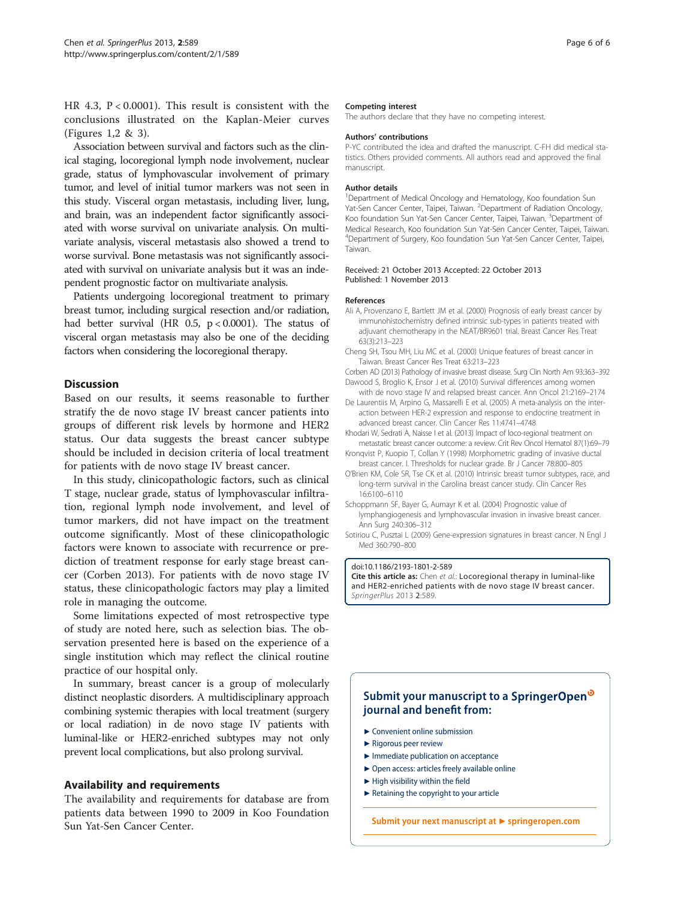HR 4.3, P < 0.0001). This result is consistent with the conclusions illustrated on the Kaplan-Meier curves (Figures 1,2 & 3).

Association between survival and factors such as the clinical staging, locoregional lymph node involvement, nuclear grade, status of lymphovascular involvement of primary tumor, and level of initial tumor markers was not seen in this study. Visceral organ metastasis, including liver, lung, and brain, was an independent factor significantly associated with worse survival on univariate analysis. On multivariate analysis, visceral metastasis also showed a trend to worse survival. Bone metastasis was not significantly associated with survival on univariate analysis but it was an independent prognostic factor on multivariate analysis.

Patients undergoing locoregional treatment to primary breast tumor, including surgical resection and/or radiation, had better survival (HR 0.5, $p < 0.0001$). The status of visceral organ metastasis may also be one of the deciding factors when considering the locoregional therapy.

## Discussion

Based on our results, it seems reasonable to further stratify the de novo stage IV breast cancer patients into groups of different risk levels by hormone and HER2 status. Our data suggests the breast cancer subtype should be included in decision criteria of local treatment for patients with de novo stage IV breast cancer.

In this study, clinicopathologic factors, such as clinical T stage, nuclear grade, status of lymphovascular infiltration, regional lymph node involvement, and level of tumor markers, did not have impact on the treatment outcome significantly. Most of these clinicopathologic factors were known to associate with recurrence or prediction of treatment response for early stage breast cancer (Corben 2013). For patients with de novo stage IV status, these clinicopathologic factors may play a limited role in managing the outcome.

Some limitations expected of most retrospective type of study are noted here, such as selection bias. The observation presented here is based on the experience of a single institution which may reflect the clinical routine practice of our hospital only.

In summary, breast cancer is a group of molecularly distinct neoplastic disorders. A multidisciplinary approach combining systemic therapies with local treatment (surgery or local radiation) in de novo stage IV patients with luminal-like or HER2-enriched subtypes may not only prevent local complications, but also prolong survival.

## Availability and requirements

The availability and requirements for database are from patients data between 1990 to 2009 in Koo Foundation Sun Yat-Sen Cancer Center.

#### Competing interest

The authors declare that they have no competing interest.

#### Authors' contributions

P-YC contributed the idea and drafted the manuscript. C-FH did medical statistics. Others provided comments. All authors read and approved the final manuscript.

#### Author details

[1]Department of Medical Oncology and Hematology, Koo foundation Sun Yat-Sen Cancer Center, Taipei, Taiwan. [2]Department of Radiation Oncology, Koo foundation Sun Yat-Sen Cancer Center, Taipei, Taiwan. [3]Department of Medical Research, Koo foundation Sun Yat-Sen Cancer Center, Taipei, Taiwan. [4]Department of Surgery, Koo foundation Sun Yat-Sen Cancer Center, Taipei, Taiwan.

Received: 21 October 2013 Accepted: 22 October 2013
Published: 1 November 2013

#### References

Ali A, Provenzano E, Bartlett JM et al. (2000) Prognosis of early breast cancer by immunohistochemistry defined intrinsic sub-types in patients treated with adjuvant chemotherapy in the NEAT/BR9601 trial. Breast Cancer Res Treat 63(3):213–223

Cheng SH, Tsou MH, Liu MC et al. (2000) Unique features of breast cancer in Taiwan. Breast Cancer Res Treat 63:213–223

Corben AD (2013) Pathology of invasive breast disease. Surg Clin North Am 93:363–392

Dawood S, Broglio K, Ensor J et al. (2010) Survival differences among women with de novo stage IV and relapsed breast cancer. Ann Oncol 21:2169–2174

De Laurentiis M, Arpino G, Massarelli E et al. (2005) A meta-analysis on the interaction between HER-2 expression and response to endocrine treatment in advanced breast cancer. Clin Cancer Res 11:4741–4748

Khodari W, Sedrati A, Naisse I et al. (2013) Impact of loco-regional treatment on metastatic breast cancer outcome: a review. Crit Rev Oncol Hematol 87(1):69–79

Kronqvist P, Kuopio T, Collan Y (1998) Morphometric grading of invasive ductal breast cancer. I. Thresholds for nuclear grade. Br J Cancer 78:800–805

O'Brien KM, Cole SR, Tse CK et al. (2010) Intrinsic breast tumor subtypes, race, and long-term survival in the Carolina breast cancer study. Clin Cancer Res 16:6100–6110

Schoppmann SF, Bayer G, Aumayr K et al. (2004) Prognostic value of lymphangiogenesis and lymphovascular invasion in invasive breast cancer. Ann Surg 240:306–312

Sotiriou C, Pusztai L (2009) Gene-expression signatures in breast cancer. N Engl J Med 360:790–800

doi:10.1186/2193-1801-2-589
**Cite this article as:** Chen *et al.*: Locoregional therapy in luminal-like and HER2-enriched patients with de novo stage IV breast cancer. *SpringerPlus* 2013 **2**:589.

**Submit your manuscript to a SpringerOpen journal and benefit from:**

- ► Convenient online submission
- ► Rigorous peer review
- ► Immediate publication on acceptance
- ► Open access: articles freely available online
- ► High visibility within the field
- ► Retaining the copyright to your article

**Submit your next manuscript at ► springeropen.com**